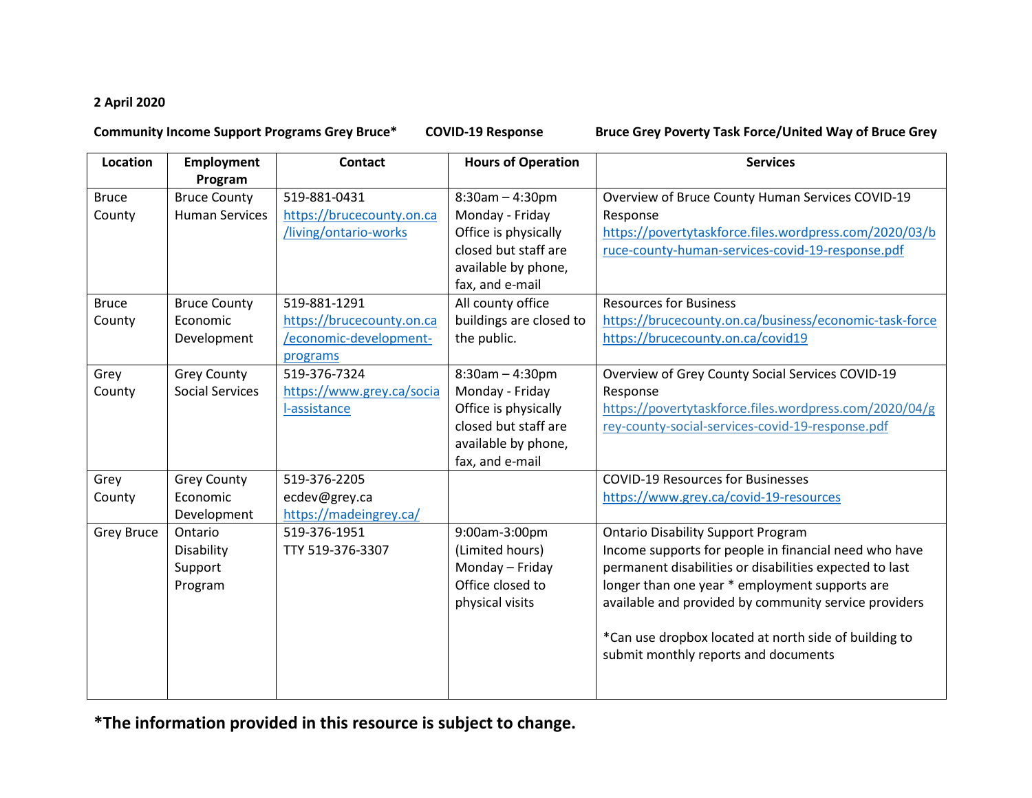**2 April 2020**

**Community Income Support Programs Grey Bruce*** **COVID-19 Response** **Bruce Grey Poverty Task Force/United Way of Bruce Grey**

| Location | Employment Program | Contact | Hours of Operation | Services |
|---|---|---|---|---|
| Bruce County | Bruce County Human Services | 519-881-0431<br>https://brucecounty.on.ca/living/ontario-works | 8:30am – 4:30pm Monday - Friday Office is physically closed but staff are available by phone, fax, and e-mail | Overview of Bruce County Human Services COVID-19 Response<br>https://povertytaskforce.files.wordpress.com/2020/03/bruce-county-human-services-covid-19-response.pdf |
| Bruce County | Bruce County Economic Development | 519-881-1291<br>https://brucecounty.on.ca/economic-development-programs | All county office buildings are closed to the public. | Resources for Business<br>https://brucecounty.on.ca/business/economic-task-force<br>https://brucecounty.on.ca/covid19 |
| Grey County | Grey County Social Services | 519-376-7324<br>https://www.grey.ca/social-assistance | 8:30am – 4:30pm Monday - Friday Office is physically closed but staff are available by phone, fax, and e-mail | Overview of Grey County Social Services COVID-19 Response<br>https://povertytaskforce.files.wordpress.com/2020/04/grey-county-social-services-covid-19-response.pdf |
| Grey County | Grey County Economic Development | 519-376-2205<br>ecdev@grey.ca<br>https://madeingrey.ca/ | | COVID-19 Resources for Businesses<br>https://www.grey.ca/covid-19-resources |
| Grey Bruce | Ontario Disability Support Program | 519-376-1951<br>TTY 519-376-3307 | 9:00am-3:00pm (Limited hours) Monday – Friday Office closed to physical visits | Ontario Disability Support Program<br>Income supports for people in financial need who have permanent disabilities or disabilities expected to last longer than one year * employment supports are available and provided by community service providers<br><br>*Can use dropbox located at north side of building to submit monthly reports and documents |

***The information provided in this resource is subject to change.**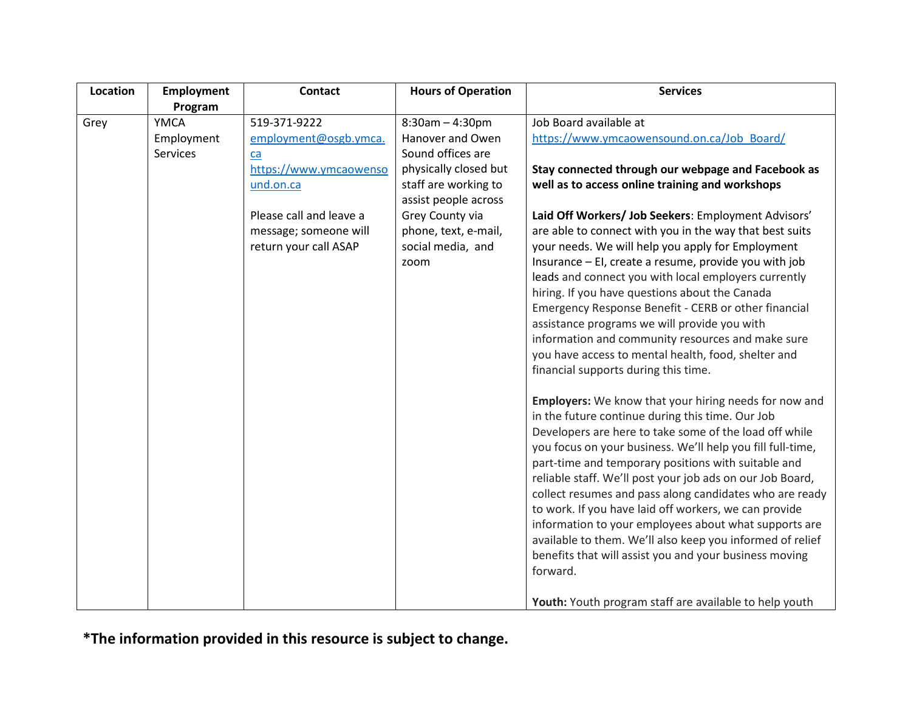| Location | Employment Program | Contact | Hours of Operation | Services |
| --- | --- | --- | --- | --- |
| Grey | YMCA Employment Services | 519-371-9222<br>employment@osgb.ymca.ca<br>https://www.ymcaowensound.on.ca<br><br>Please call and leave a message; someone will return your call ASAP | 8:30am – 4:30pm Hanover and Owen Sound offices are physically closed but staff are working to assist people across Grey County via phone, text, e-mail, social media, and zoom | Job Board available at https://www.ymcaowensound.on.ca/Job_Board/<br><br>**Stay connected through our webpage and Facebook as well as to access online training and workshops**<br><br>**Laid Off Workers/ Job Seekers**: Employment Advisors' are able to connect with you in the way that best suits your needs. We will help you apply for Employment Insurance – EI, create a resume, provide you with job leads and connect you with local employers currently hiring. If you have questions about the Canada Emergency Response Benefit - CERB or other financial assistance programs we will provide you with information and community resources and make sure you have access to mental health, food, shelter and financial supports during this time.<br><br>**Employers:** We know that your hiring needs for now and in the future continue during this time. Our Job Developers are here to take some of the load off while you focus on your business. We'll help you fill full-time, part-time and temporary positions with suitable and reliable staff. We'll post your job ads on our Job Board, collect resumes and pass along candidates who are ready to work. If you have laid off workers, we can provide information to your employees about what supports are available to them. We'll also keep you informed of relief benefits that will assist you and your business moving forward.<br><br>**Youth:** Youth program staff are available to help youth |

**\*The information provided in this resource is subject to change.**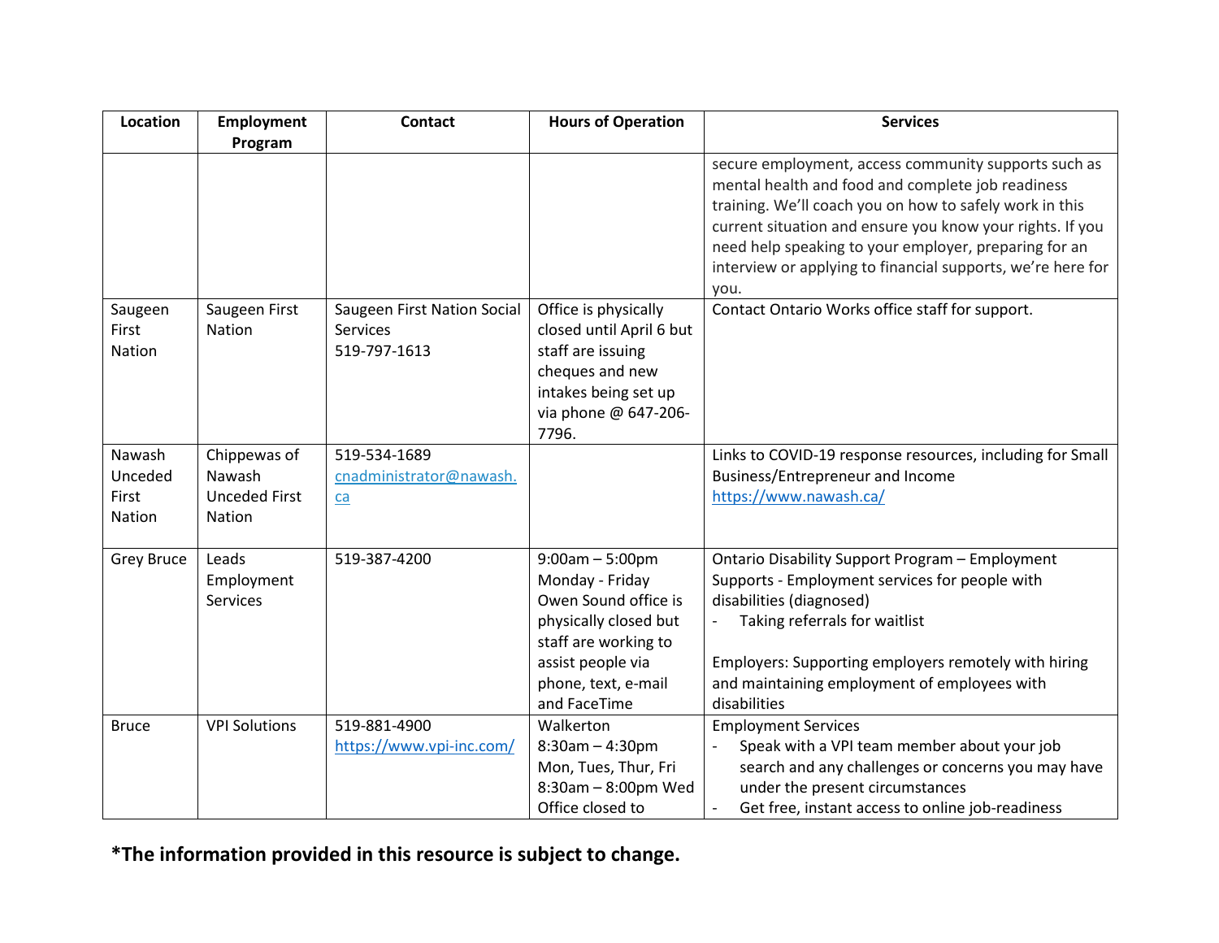| Location | Employment Program | Contact | Hours of Operation | Services |
|---|---|---|---|---|
| | | | | secure employment, access community supports such as mental health and food and complete job readiness training. We'll coach you on how to safely work in this current situation and ensure you know your rights. If you need help speaking to your employer, preparing for an interview or applying to financial supports, we're here for you. |
| Saugeen First Nation | Saugeen First Nation | Saugeen First Nation Social Services 519-797-1613 | Office is physically closed until April 6 but staff are issuing cheques and new intakes being set up via phone @ 647-206-7796. | Contact Ontario Works office staff for support. |
| Nawash Unceded First Nation | Chippewas of Nawash Unceded First Nation | 519-534-1689 [cnadministrator@nawash.ca](mailto:cnadministrator@nawash.ca) | | Links to COVID-19 response resources, including for Small Business/Entrepreneur and Income [https://www.nawash.ca/](https://www.nawash.ca/) |
| Grey Bruce | Leads Employment Services | 519-387-4200 | 9:00am – 5:00pm Monday - Friday Owen Sound office is physically closed but staff are working to assist people via phone, text, e-mail and FaceTime | Ontario Disability Support Program – Employment Supports - Employment services for people with disabilities (diagnosed)<br>- Taking referrals for waitlist<br><br>Employers: Supporting employers remotely with hiring and maintaining employment of employees with disabilities |
| Bruce | VPI Solutions | 519-881-4900 [https://www.vpi-inc.com/](https://www.vpi-inc.com/) | Walkerton 8:30am – 4:30pm Mon, Tues, Thur, Fri 8:30am – 8:00pm Wed Office closed to | Employment Services<br>- Speak with a VPI team member about your job search and any challenges or concerns you may have under the present circumstances<br>- Get free, instant access to online job-readiness |

**\*The information provided in this resource is subject to change.**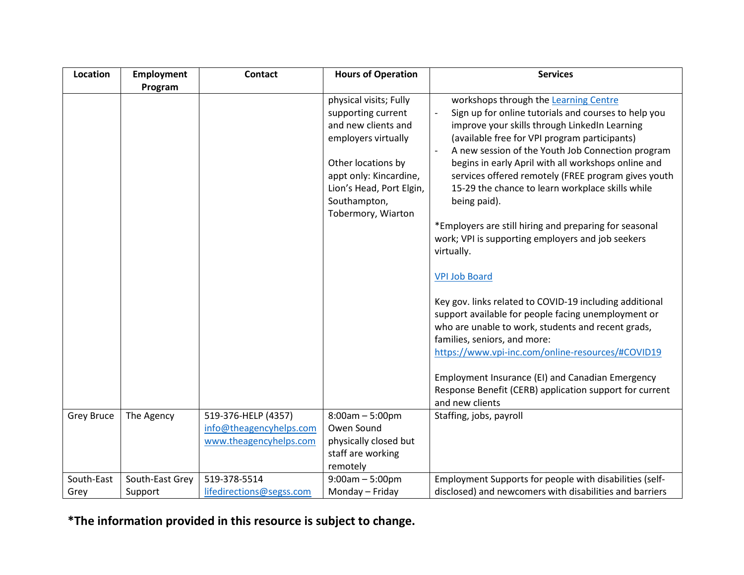| Location | Employment Program | Contact | Hours of Operation | Services |
|---|---|---|---|---|
| | | | physical visits; Fully supporting current and new clients and employers virtually<br><br>Other locations by appt only: Kincardine, Lion's Head, Port Elgin, Southampton, Tobermory, Wiarton | workshops through the Learning Centre<br>- Sign up for online tutorials and courses to help you improve your skills through LinkedIn Learning (available free for VPI program participants)<br>- A new session of the Youth Job Connection program begins in early April with all workshops online and services offered remotely (FREE program gives youth 15-29 the chance to learn workplace skills while being paid).<br><br>*Employers are still hiring and preparing for seasonal work; VPI is supporting employers and job seekers virtually.<br><br>VPI Job Board<br><br>Key gov. links related to COVID-19 including additional support available for people facing unemployment or who are unable to work, students and recent grads, families, seniors, and more: https://www.vpi-inc.com/online-resources/#COVID19<br><br>Employment Insurance (EI) and Canadian Emergency Response Benefit (CERB) application support for current and new clients |
| Grey Bruce | The Agency | 519-376-HELP (4357)<br>info@theagencyhelps.com<br>www.theagencyhelps.com | 8:00am – 5:00pm Owen Sound physically closed but staff are working remotely | Staffing, jobs, payroll |
| South-East Grey | South-East Grey Support | 519-378-5514<br>lifedirections@segss.com | 9:00am – 5:00pm Monday – Friday | Employment Supports for people with disabilities (self-disclosed) and newcomers with disabilities and barriers |

**\*The information provided in this resource is subject to change.**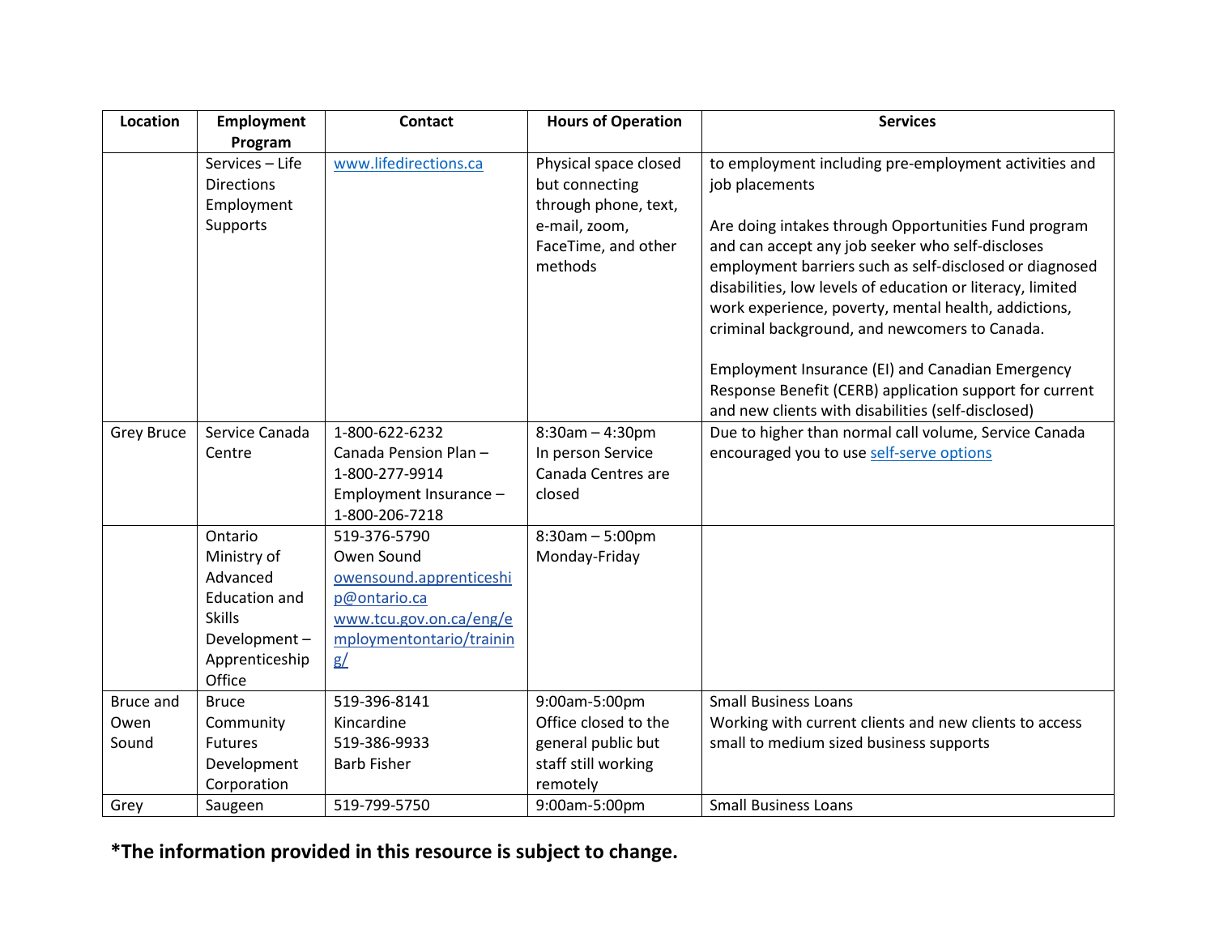| Location | Employment Program | Contact | Hours of Operation | Services |
|---|---|---|---|---|
| | Services – Life Directions Employment Supports | [www.lifedirections.ca](http://www.lifedirections.ca) | Physical space closed but connecting through phone, text, e-mail, zoom, FaceTime, and other methods | to employment including pre-employment activities and job placements<br><br>Are doing intakes through Opportunities Fund program and can accept any job seeker who self-discloses employment barriers such as self-disclosed or diagnosed disabilities, low levels of education or literacy, limited work experience, poverty, mental health, addictions, criminal background, and newcomers to Canada.<br><br>Employment Insurance (EI) and Canadian Emergency Response Benefit (CERB) application support for current and new clients with disabilities (self-disclosed) |
| Grey Bruce | Service Canada Centre | 1-800-622-6232<br>Canada Pension Plan – 1-800-277-9914<br>Employment Insurance – 1-800-206-7218 | 8:30am – 4:30pm<br>In person Service Canada Centres are closed | Due to higher than normal call volume, Service Canada encouraged you to use self-serve options |
| | Ontario Ministry of Advanced Education and Skills Development – Apprenticeship Office | 519-376-5790<br>Owen Sound<br>owensound.apprenticeship@ontario.ca<br>www.tcu.gov.on.ca/eng/employmentontario/training/ | 8:30am – 5:00pm<br>Monday-Friday | |
| Bruce and Owen Sound | Bruce Community Futures Development Corporation | 519-396-8141<br>Kincardine<br>519-386-9933<br>Barb Fisher | 9:00am-5:00pm<br>Office closed to the general public but staff still working remotely | Small Business Loans<br>Working with current clients and new clients to access small to medium sized business supports |
| Grey | Saugeen | 519-799-5750 | 9:00am-5:00pm | Small Business Loans |

**\*The information provided in this resource is subject to change.**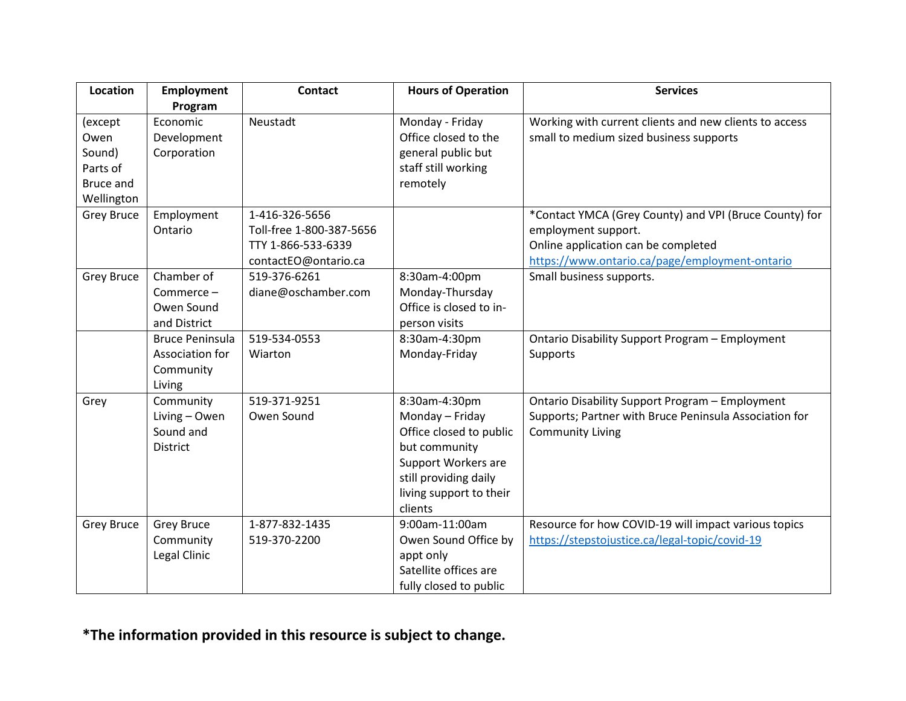| Location | Employment Program | Contact | Hours of Operation | Services |
|---|---|---|---|---|
| (except Owen Sound) Parts of Bruce and Wellington | Economic Development Corporation | Neustadt | Monday - Friday<br>Office closed to the general public but staff still working remotely | Working with current clients and new clients to access small to medium sized business supports |
| Grey Bruce | Employment Ontario | 1-416-326-5656<br>Toll-free 1-800-387-5656<br>TTY 1-866-533-6339<br>contactEO@ontario.ca | | *Contact YMCA (Grey County) and VPI (Bruce County) for employment support.<br>Online application can be completed<br>https://www.ontario.ca/page/employment-ontario |
| Grey Bruce | Chamber of Commerce – Owen Sound and District | 519-376-6261<br>diane@oschamber.com | 8:30am-4:00pm<br>Monday-Thursday<br>Office is closed to in-person visits | Small business supports. |
| | Bruce Peninsula Association for Community Living | 519-534-0553<br>Wiarton | 8:30am-4:30pm<br>Monday-Friday | Ontario Disability Support Program – Employment Supports |
| Grey | Community Living – Owen Sound and District | 519-371-9251<br>Owen Sound | 8:30am-4:30pm<br>Monday – Friday<br>Office closed to public but community Support Workers are still providing daily living support to their clients | Ontario Disability Support Program – Employment Supports; Partner with Bruce Peninsula Association for Community Living |
| Grey Bruce | Grey Bruce Community Legal Clinic | 1-877-832-1435<br>519-370-2200 | 9:00am-11:00am<br>Owen Sound Office by appt only<br>Satellite offices are fully closed to public | Resource for how COVID-19 will impact various topics<br>https://stepstojustice.ca/legal-topic/covid-19 |

**\*The information provided in this resource is subject to change.**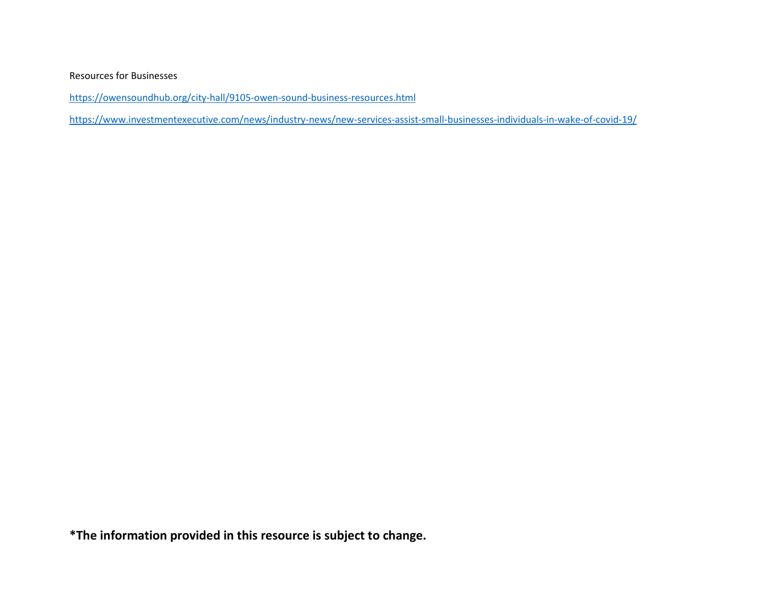Resources for Businesses

https://owensoundhub.org/city-hall/9105-owen-sound-business-resources.html

https://www.investmentexecutive.com/news/industry-news/new-services-assist-small-businesses-individuals-in-wake-of-covid-19/

**\*The information provided in this resource is subject to change.**